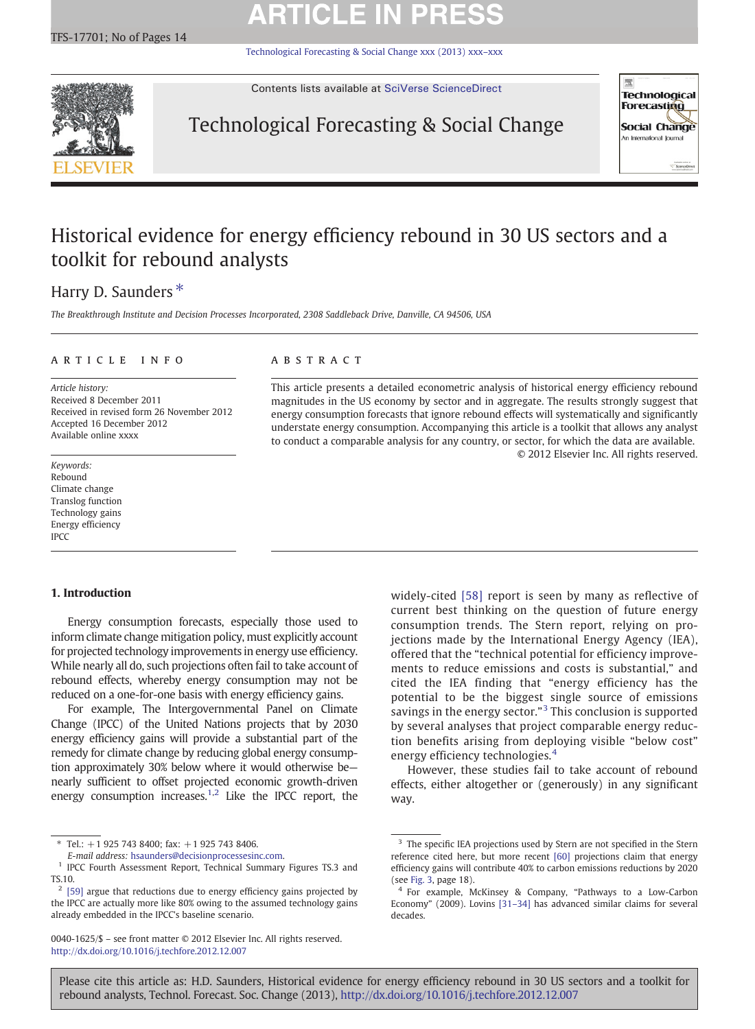# Historical evidence for energy efficiency rebound in 30 US sectors and a toolkit for rebound analysts

Harry D. Saunders *

*The Breakthrough Institute and Decision Processes Incorporated, 2308 Saddleback Drive, Danville, CA 94506, USA*

## ARTICLE INFO

*Article history:*
Received 8 December 2011
Received in revised form 26 November 2012
Accepted 16 December 2012
Available online xxxx

*Keywords:*
Rebound
Climate change
Translog function
Technology gains
Energy efficiency
IPCC

## ABSTRACT

This article presents a detailed econometric analysis of historical energy efficiency rebound magnitudes in the US economy by sector and in aggregate. The results strongly suggest that energy consumption forecasts that ignore rebound effects will systematically and significantly understate energy consumption. Accompanying this article is a toolkit that allows any analyst to conduct a comparable analysis for any country, or sector, for which the data are available.

© 2012 Elsevier Inc. All rights reserved.

## 1. Introduction

Energy consumption forecasts, especially those used to inform climate change mitigation policy, must explicitly account for projected technology improvements in energy use efficiency. While nearly all do, such projections often fail to take account of rebound effects, whereby energy consumption may not be reduced on a one-for-one basis with energy efficiency gains.

For example, The Intergovernmental Panel on Climate Change (IPCC) of the United Nations projects that by 2030 energy efficiency gains will provide a substantial part of the remedy for climate change by reducing global energy consumption approximately 30% below where it would otherwise be—nearly sufficient to offset projected economic growth-driven energy consumption increases.[1,2] Like the IPCC report, the widely-cited [58] report is seen by many as reflective of current best thinking on the question of future energy consumption trends. The Stern report, relying on projections made by the International Energy Agency (IEA), offered that the "technical potential for efficiency improvements to reduce emissions and costs is substantial," and cited the IEA finding that "energy efficiency has the potential to be the biggest single source of emissions savings in the energy sector."[3] This conclusion is supported by several analyses that project comparable energy reduction benefits arising from deploying visible "below cost" energy efficiency technologies.[4]

However, these studies fail to take account of rebound effects, either altogether or (generously) in any significant way.

---

* Tel.: +1 925 743 8400; fax: +1 925 743 8406.
*E-mail address:* hsaunders@decisionprocessesinc.com.

[1] IPCC Fourth Assessment Report, Technical Summary Figures TS.3 and TS.10.

[2] [59] argue that reductions due to energy efficiency gains projected by the IPCC are actually more like 80% owing to the assumed technology gains already embedded in the IPCC's baseline scenario.

[3] The specific IEA projections used by Stern are not specified in the Stern reference cited here, but more recent [60] projections claim that energy efficiency gains will contribute 40% to carbon emissions reductions by 2020 (see Fig. 3, page 18).

[4] For example, McKinsey & Company, "Pathways to a Low-Carbon Economy" (2009). Lovins [31–34] has advanced similar claims for several decades.

0040-1625/$ – see front matter © 2012 Elsevier Inc. All rights reserved.
http://dx.doi.org/10.1016/j.techfore.2012.12.007

Please cite this article as: H.D. Saunders, Historical evidence for energy efficiency rebound in 30 US sectors and a toolkit for rebound analysts, Technol. Forecast. Soc. Change (2013), http://dx.doi.org/10.1016/j.techfore.2012.12.007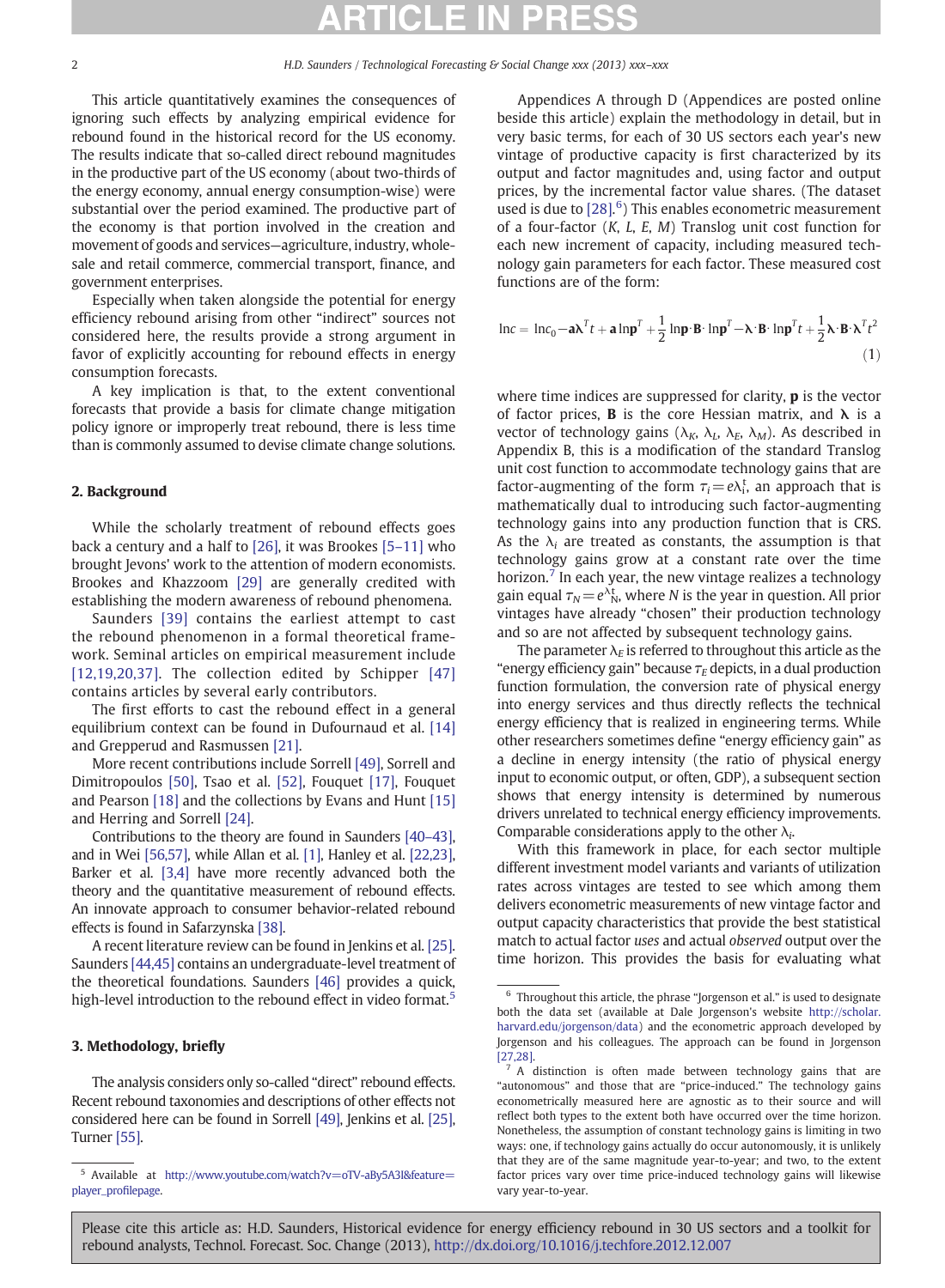This article quantitatively examines the consequences of ignoring such effects by analyzing empirical evidence for rebound found in the historical record for the US economy. The results indicate that so-called direct rebound magnitudes in the productive part of the US economy (about two-thirds of the energy economy, annual energy consumption-wise) were substantial over the period examined. The productive part of the economy is that portion involved in the creation and movement of goods and services—agriculture, industry, wholesale and retail commerce, commercial transport, finance, and government enterprises.

Especially when taken alongside the potential for energy efficiency rebound arising from other "indirect" sources not considered here, the results provide a strong argument in favor of explicitly accounting for rebound effects in energy consumption forecasts.

A key implication is that, to the extent conventional forecasts that provide a basis for climate change mitigation policy ignore or improperly treat rebound, there is less time than is commonly assumed to devise climate change solutions.

## 2. Background

While the scholarly treatment of rebound effects goes back a century and a half to [26], it was Brookes [5–11] who brought Jevons' work to the attention of modern economists. Brookes and Khazzoom [29] are generally credited with establishing the modern awareness of rebound phenomena.

Saunders [39] contains the earliest attempt to cast the rebound phenomenon in a formal theoretical framework. Seminal articles on empirical measurement include [12,19,20,37]. The collection edited by Schipper [47] contains articles by several early contributors.

The first efforts to cast the rebound effect in a general equilibrium context can be found in Dufournaud et al. [14] and Grepperud and Rasmussen [21].

More recent contributions include Sorrell [49], Sorrell and Dimitropoulos [50], Tsao et al. [52], Fouquet [17], Fouquet and Pearson [18] and the collections by Evans and Hunt [15] and Herring and Sorrell [24].

Contributions to the theory are found in Saunders [40–43], and in Wei [56,57], while Allan et al. [1], Hanley et al. [22,23], Barker et al. [3,4] have more recently advanced both the theory and the quantitative measurement of rebound effects. An innovate approach to consumer behavior-related rebound effects is found in Safarzynska [38].

A recent literature review can be found in Jenkins et al. [25]. Saunders [44,45] contains an undergraduate-level treatment of the theoretical foundations. Saunders [46] provides a quick, high-level introduction to the rebound effect in video format.[5]

## 3. Methodology, briefly

The analysis considers only so-called "direct" rebound effects. Recent rebound taxonomies and descriptions of other effects not considered here can be found in Sorrell [49], Jenkins et al. [25], Turner [55].

Appendices A through D (Appendices are posted online beside this article) explain the methodology in detail, but in very basic terms, for each of 30 US sectors each year's new vintage of productive capacity is first characterized by its output and factor magnitudes and, using factor and output prices, by the incremental factor value shares. (The dataset used is due to [28].[6]) This enables econometric measurement of a four-factor ($K$, $L$, $E$, $M$) Translog unit cost function for each new increment of capacity, including measured technology gain parameters for each factor. These measured cost functions are of the form:

$$\ln c = \ln c_0 - \mathbf{a}\boldsymbol{\lambda}^T t + \mathbf{a}\ln\mathbf{p}^T + \frac{1}{2}\ln\mathbf{p}\cdot\mathbf{B}\cdot\ln\mathbf{p}^T - \boldsymbol{\lambda}\cdot\mathbf{B}\cdot\ln\mathbf{p}^T t + \frac{1}{2}\boldsymbol{\lambda}\cdot\mathbf{B}\cdot\boldsymbol{\lambda}^T t^2 \tag{1}$$

where time indices are suppressed for clarity, $\mathbf{p}$ is the vector of factor prices, $\mathbf{B}$ is the core Hessian matrix, and $\boldsymbol{\lambda}$ is a vector of technology gains ($\lambda_K$, $\lambda_L$, $\lambda_E$, $\lambda_M$). As described in Appendix B, this is a modification of the standard Translog unit cost function to accommodate technology gains that are factor-augmenting of the form $\tau_i = e^{\lambda_i t}$, an approach that is mathematically dual to introducing such factor-augmenting technology gains into any production function that is CRS. As the $\lambda_i$ are treated as constants, the assumption is that technology gains grow at a constant rate over the time horizon.[7] In each year, the new vintage realizes a technology gain equal $\tau_N = e^{\lambda_i N}$, where $N$ is the year in question. All prior vintages have already "chosen" their production technology and so are not affected by subsequent technology gains.

The parameter $\lambda_E$ is referred to throughout this article as the "energy efficiency gain" because $\tau_E$ depicts, in a dual production function formulation, the conversion rate of physical energy into energy services and thus directly reflects the technical energy efficiency that is realized in engineering terms. While other researchers sometimes define "energy efficiency gain" as a decline in energy intensity (the ratio of physical energy input to economic output, or often, GDP), a subsequent section shows that energy intensity is determined by numerous drivers unrelated to technical energy efficiency improvements. Comparable considerations apply to the other $\lambda_i$.

With this framework in place, for each sector multiple different investment model variants and variants of utilization rates across vintages are tested to see which among them delivers econometric measurements of new vintage factor and output capacity characteristics that provide the best statistical match to actual factor *uses* and actual *observed* output over the time horizon. This provides the basis for evaluating what

[5] Available at http://www.youtube.com/watch?v=oTV-aBy5A3I&feature=player_profilepage.

[6] Throughout this article, the phrase "Jorgenson et al." is used to designate both the data set (available at Dale Jorgenson's website http://scholar.harvard.edu/jorgenson/data) and the econometric approach developed by Jorgenson and his colleagues. The approach can be found in Jorgenson [27,28].

[7] A distinction is often made between technology gains that are "autonomous" and those that are "price-induced." The technology gains econometrically measured here are agnostic as to their source and will reflect both types to the extent both have occurred over the time horizon. Nonetheless, the assumption of constant technology gains is limiting in two ways: one, if technology gains actually do occur autonomously, it is unlikely that they are of the same magnitude year-to-year; and two, to the extent factor prices vary over time price-induced technology gains will likewise vary year-to-year.

Please cite this article as: H.D. Saunders, Historical evidence for energy efficiency rebound in 30 US sectors and a toolkit for rebound analysts, Technol. Forecast. Soc. Change (2013), http://dx.doi.org/10.1016/j.techfore.2012.12.007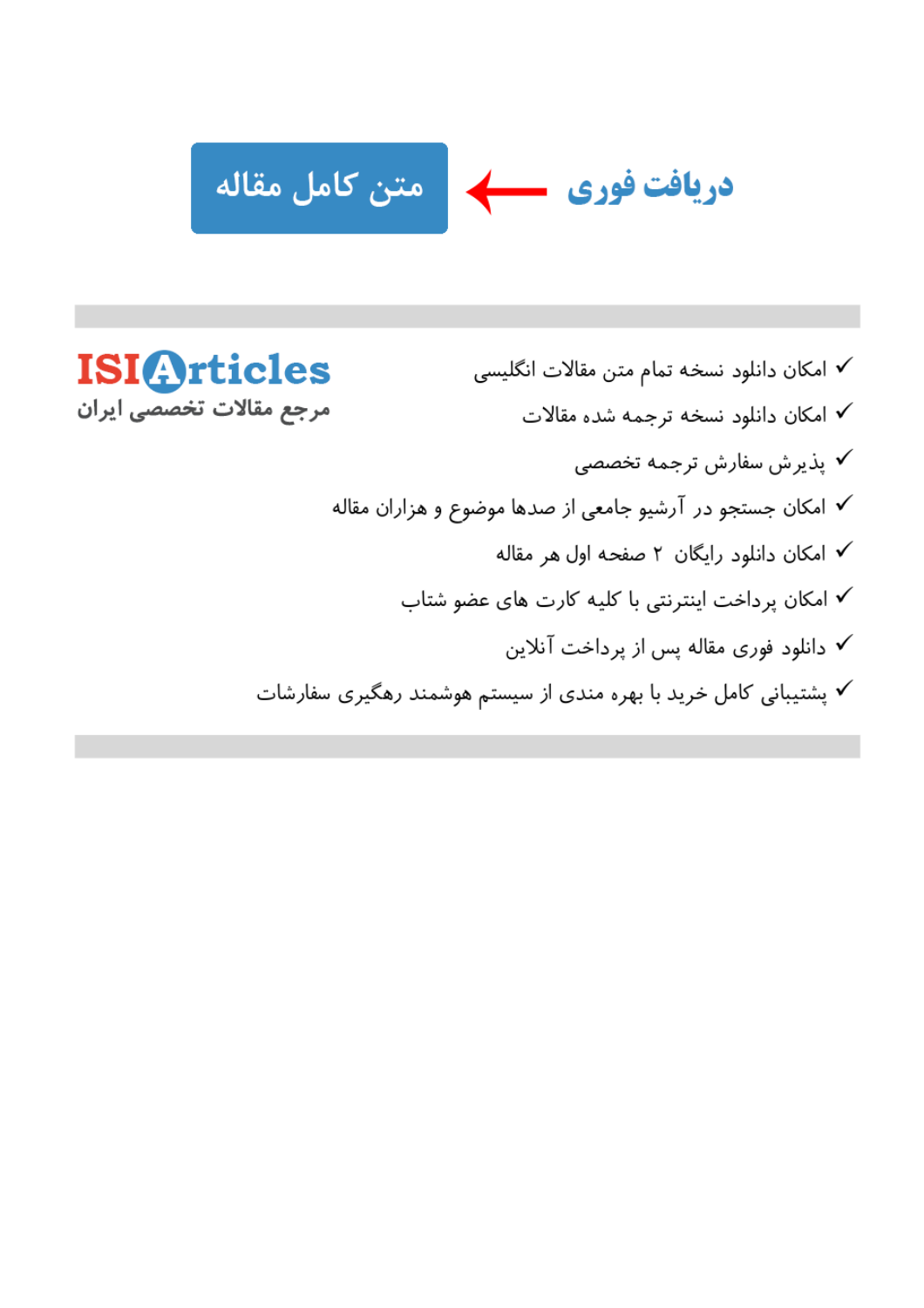دریافت فوری ← **متن کامل مقاله**

**ISIArticles**
مرجع مقالات تخصصی ایران

- ✓ امکان دانلود نسخه تمام متن مقالات انگلیسی
- ✓ امکان دانلود نسخه ترجمه شده مقالات
- ✓ پذیرش سفارش ترجمه تخصصی
- ✓ امکان جستجو در آرشیو جامعی از صدها موضوع و هزاران مقاله
- ✓ امکان دانلود رایگان ۲ صفحه اول هر مقاله
- ✓ امکان پرداخت اینترنتی با کلیه کارت های عضو شتاب
- ✓ دانلود فوری مقاله پس از پرداخت آنلاین
- ✓ پشتیبانی کامل خرید با بهره مندی از سیستم هوشمند رهگیری سفارشات